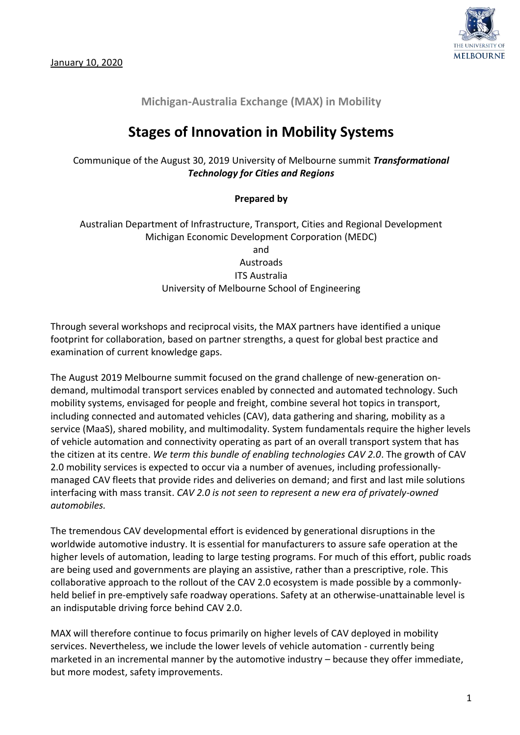January 10, 2020

**Michigan-Australia Exchange (MAX) in Mobility**

# Stages of Innovation in Mobility Systems

Communique of the August 30, 2019 University of Melbourne summit ***Transformational Technology for Cities and Regions***

**Prepared by**

Australian Department of Infrastructure, Transport, Cities and Regional Development
Michigan Economic Development Corporation (MEDC)
and
Austroads
ITS Australia
University of Melbourne School of Engineering

Through several workshops and reciprocal visits, the MAX partners have identified a unique footprint for collaboration, based on partner strengths, a quest for global best practice and examination of current knowledge gaps.

The August 2019 Melbourne summit focused on the grand challenge of new-generation on-demand, multimodal transport services enabled by connected and automated technology. Such mobility systems, envisaged for people and freight, combine several hot topics in transport, including connected and automated vehicles (CAV), data gathering and sharing, mobility as a service (MaaS), shared mobility, and multimodality. System fundamentals require the higher levels of vehicle automation and connectivity operating as part of an overall transport system that has the citizen at its centre. *We term this bundle of enabling technologies CAV 2.0*. The growth of CAV 2.0 mobility services is expected to occur via a number of avenues, including professionally-managed CAV fleets that provide rides and deliveries on demand; and first and last mile solutions interfacing with mass transit. *CAV 2.0 is not seen to represent a new era of privately-owned automobiles.*

The tremendous CAV developmental effort is evidenced by generational disruptions in the worldwide automotive industry. It is essential for manufacturers to assure safe operation at the higher levels of automation, leading to large testing programs. For much of this effort, public roads are being used and governments are playing an assistive, rather than a prescriptive, role. This collaborative approach to the rollout of the CAV 2.0 ecosystem is made possible by a commonly-held belief in pre-emptively safe roadway operations. Safety at an otherwise-unattainable level is an indisputable driving force behind CAV 2.0.

MAX will therefore continue to focus primarily on higher levels of CAV deployed in mobility services. Nevertheless, we include the lower levels of vehicle automation - currently being marketed in an incremental manner by the automotive industry – because they offer immediate, but more modest, safety improvements.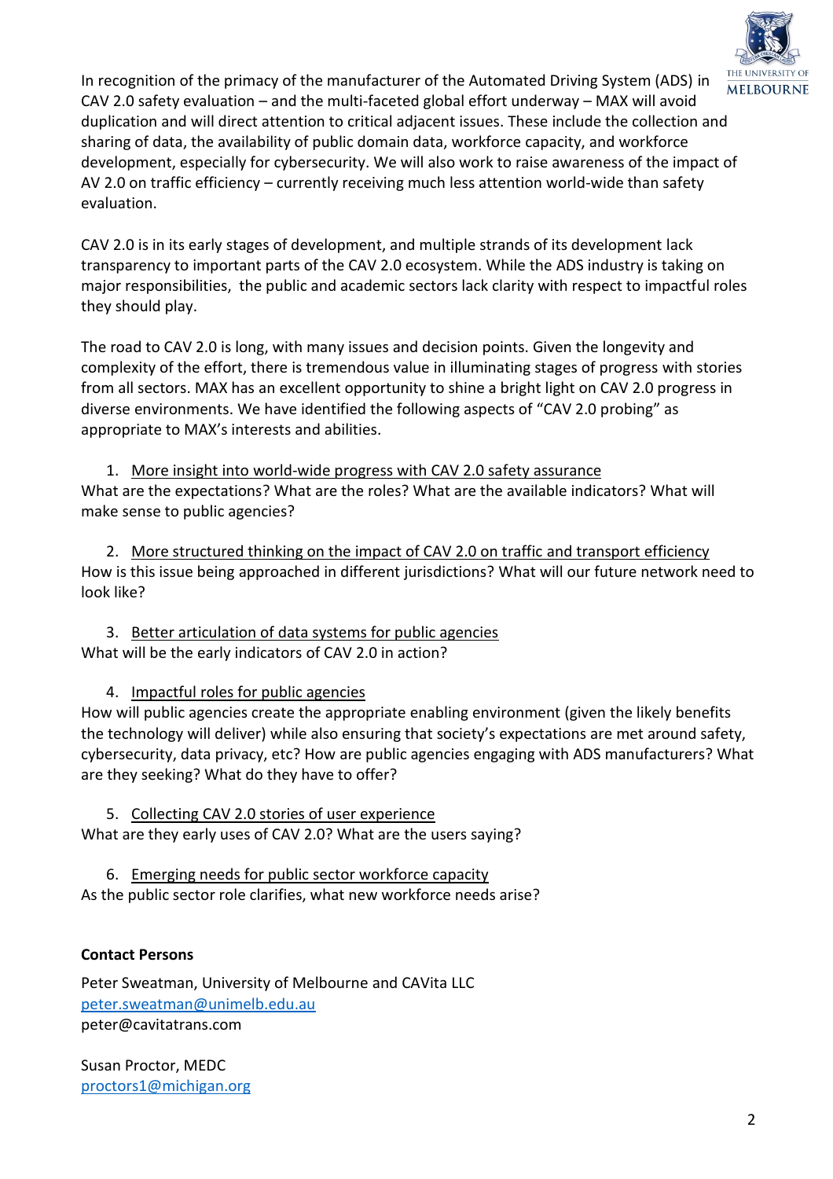In recognition of the primacy of the manufacturer of the Automated Driving System (ADS) in CAV 2.0 safety evaluation – and the multi-faceted global effort underway – MAX will avoid duplication and will direct attention to critical adjacent issues. These include the collection and sharing of data, the availability of public domain data, workforce capacity, and workforce development, especially for cybersecurity. We will also work to raise awareness of the impact of AV 2.0 on traffic efficiency – currently receiving much less attention world-wide than safety evaluation.

CAV 2.0 is in its early stages of development, and multiple strands of its development lack transparency to important parts of the CAV 2.0 ecosystem. While the ADS industry is taking on major responsibilities, the public and academic sectors lack clarity with respect to impactful roles they should play.

The road to CAV 2.0 is long, with many issues and decision points. Given the longevity and complexity of the effort, there is tremendous value in illuminating stages of progress with stories from all sectors. MAX has an excellent opportunity to shine a bright light on CAV 2.0 progress in diverse environments. We have identified the following aspects of "CAV 2.0 probing" as appropriate to MAX's interests and abilities.

1. More insight into world-wide progress with CAV 2.0 safety assurance

What are the expectations? What are the roles? What are the available indicators? What will make sense to public agencies?

2. More structured thinking on the impact of CAV 2.0 on traffic and transport efficiency

How is this issue being approached in different jurisdictions? What will our future network need to look like?

3. Better articulation of data systems for public agencies

What will be the early indicators of CAV 2.0 in action?

4. Impactful roles for public agencies

How will public agencies create the appropriate enabling environment (given the likely benefits the technology will deliver) while also ensuring that society's expectations are met around safety, cybersecurity, data privacy, etc? How are public agencies engaging with ADS manufacturers? What are they seeking? What do they have to offer?

5. Collecting CAV 2.0 stories of user experience

What are they early uses of CAV 2.0? What are the users saying?

6. Emerging needs for public sector workforce capacity

As the public sector role clarifies, what new workforce needs arise?

**Contact Persons**

Peter Sweatman, University of Melbourne and CAVita LLC
peter.sweatman@unimelb.edu.au
peter@cavitatrans.com

Susan Proctor, MEDC
proctors1@michigan.org